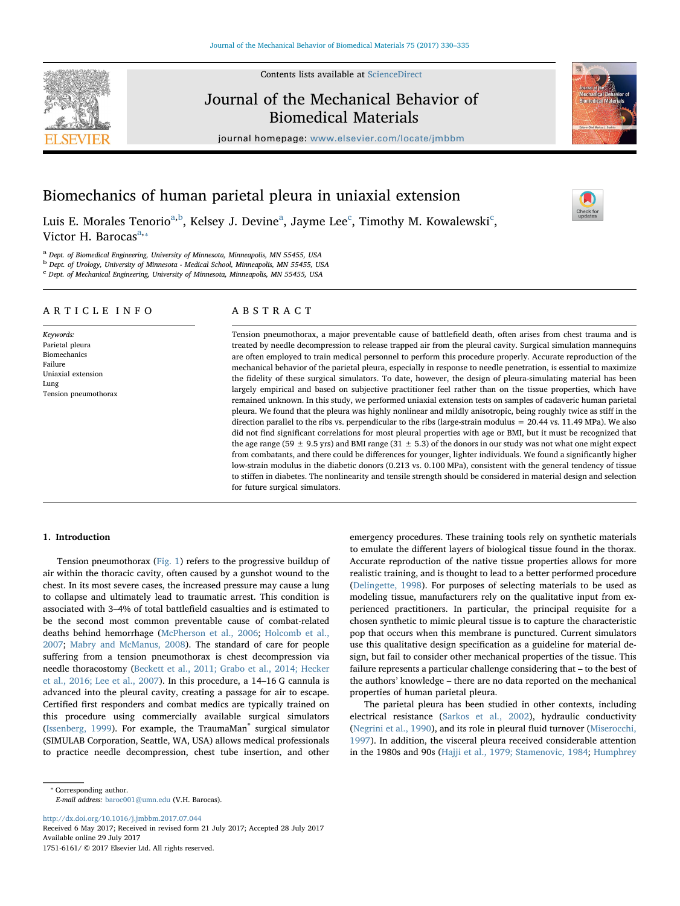# Biomechanics of human parietal pleura in uniaxial extension

Luis E. Morales Tenorio[a,b], Kelsey J. Devine[a], Jayme Lee[c], Timothy M. Kowalewski[c], Victor H. Barocas[a,*]

[a] Dept. of Biomedical Engineering, University of Minnesota, Minneapolis, MN 55455, USA
[b] Dept. of Urology, University of Minnesota - Medical School, Minneapolis, MN 55455, USA
[c] Dept. of Mechanical Engineering, University of Minnesota, Minneapolis, MN 55455, USA

## ARTICLE INFO

*Keywords:*
Parietal pleura
Biomechanics
Failure
Uniaxial extension
Lung
Tension pneumothorax

## ABSTRACT

Tension pneumothorax, a major preventable cause of battlefield death, often arises from chest trauma and is treated by needle decompression to release trapped air from the pleural cavity. Surgical simulation mannequins are often employed to train medical personnel to perform this procedure properly. Accurate reproduction of the mechanical behavior of the parietal pleura, especially in response to needle penetration, is essential to maximize the fidelity of these surgical simulators. To date, however, the design of pleura-simulating material has been largely empirical and based on subjective practitioner feel rather than on the tissue properties, which have remained unknown. In this study, we performed uniaxial extension tests on samples of cadaveric human parietal pleura. We found that the pleura was highly nonlinear and mildly anisotropic, being roughly twice as stiff in the direction parallel to the ribs vs. perpendicular to the ribs (large-strain modulus = 20.44 vs. 11.49 MPa). We also did not find significant correlations for most pleural properties with age or BMI, but it must be recognized that the age range (59 ± 9.5 yrs) and BMI range (31 ± 5.3) of the donors in our study was not what one might expect from combatants, and there could be differences for younger, lighter individuals. We found a significantly higher low-strain modulus in the diabetic donors (0.213 vs. 0.100 MPa), consistent with the general tendency of tissue to stiffen in diabetes. The nonlinearity and tensile strength should be considered in material design and selection for future surgical simulators.

## 1. Introduction

Tension pneumothorax (Fig. 1) refers to the progressive buildup of air within the thoracic cavity, often caused by a gunshot wound to the chest. In its most severe cases, the increased pressure may cause a lung to collapse and ultimately lead to traumatic arrest. This condition is associated with 3–4% of total battlefield casualties and is estimated to be the second most common preventable cause of combat-related deaths behind hemorrhage (McPherson et al., 2006; Holcomb et al., 2007; Mabry and McManus, 2008). The standard of care for people suffering from a tension pneumothorax is chest decompression via needle thoracostomy (Beckett et al., 2011; Grabo et al., 2014; Hecker et al., 2016; Lee et al., 2007). In this procedure, a 14–16 G cannula is advanced into the pleural cavity, creating a passage for air to escape. Certified first responders and combat medics are typically trained on this procedure using commercially available surgical simulators (Issenberg, 1999). For example, the TraumaMan® surgical simulator (SIMULAB Corporation, Seattle, WA, USA) allows medical professionals to practice needle decompression, chest tube insertion, and other emergency procedures. These training tools rely on synthetic materials to emulate the different layers of biological tissue found in the thorax. Accurate reproduction of the native tissue properties allows for more realistic training, and is thought to lead to a better performed procedure (Delingette, 1998). For purposes of selecting materials to be used as modeling tissue, manufacturers rely on the qualitative input from experienced practitioners. In particular, the principal requisite for a chosen synthetic to mimic pleural tissue is to capture the characteristic pop that occurs when this membrane is punctured. Current simulators use this qualitative design specification as a guideline for material design, but fail to consider other mechanical properties of the tissue. This failure represents a particular challenge considering that – to the best of the authors' knowledge – there are no data reported on the mechanical properties of human parietal pleura.

The parietal pleura has been studied in other contexts, including electrical resistance (Sarkos et al., 2002), hydraulic conductivity (Negrini et al., 1990), and its role in pleural fluid turnover (Miserocchi, 1997). In addition, the visceral pleura received considerable attention in the 1980s and 90s (Hajji et al., 1979; Stamenovic, 1984; Humphrey

---

* Corresponding author.
*E-mail address:* baroc001@umn.edu (V.H. Barocas).

http://dx.doi.org/10.1016/j.jmbbm.2017.07.044
Received 6 May 2017; Received in revised form 21 July 2017; Accepted 28 July 2017
Available online 29 July 2017
1751-6161/ © 2017 Elsevier Ltd. All rights reserved.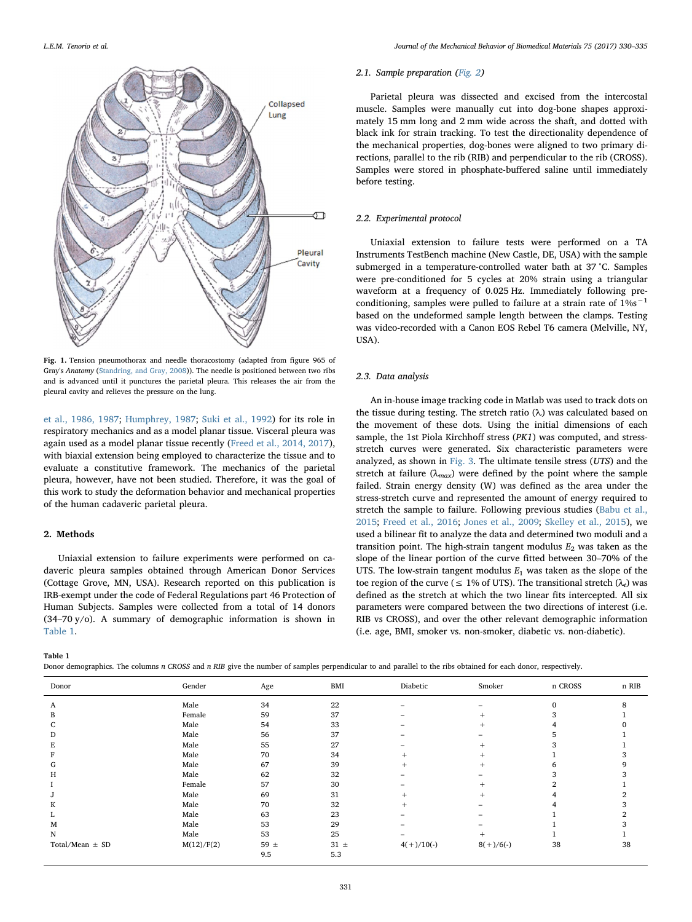Fig. 1. Tension pneumothorax and needle thoracostomy (adapted from figure 965 of Gray's *Anatomy* (Standring, and Gray, 2008)). The needle is positioned between two ribs and is advanced until it punctures the parietal pleura. This releases the air from the pleural cavity and relieves the pressure on the lung.

et al., 1986, 1987; Humphrey, 1987; Suki et al., 1992) for its role in respiratory mechanics and as a model planar tissue. Visceral pleura was again used as a model planar tissue recently (Freed et al., 2014, 2017), with biaxial extension being employed to characterize the tissue and to evaluate a constitutive framework. The mechanics of the parietal pleura, however, have not been studied. Therefore, it was the goal of this work to study the deformation behavior and mechanical properties of the human cadaveric parietal pleura.

## 2. Methods

Uniaxial extension to failure experiments were performed on cadaveric pleura samples obtained through American Donor Services (Cottage Grove, MN, USA). Research reported on this publication is IRB-exempt under the code of Federal Regulations part 46 Protection of Human Subjects. Samples were collected from a total of 14 donors (34–70 y/o). A summary of demographic information is shown in Table 1.

### 2.1. Sample preparation (Fig. 2)

Parietal pleura was dissected and excised from the intercostal muscle. Samples were manually cut into dog-bone shapes approximately 15 mm long and 2 mm wide across the shaft, and dotted with black ink for strain tracking. To test the directionality dependence of the mechanical properties, dog-bones were aligned to two primary directions, parallel to the rib (RIB) and perpendicular to the rib (CROSS). Samples were stored in phosphate-buffered saline until immediately before testing.

### 2.2. Experimental protocol

Uniaxial extension to failure tests were performed on a TA Instruments TestBench machine (New Castle, DE, USA) with the sample submerged in a temperature-controlled water bath at 37 °C. Samples were pre-conditioned for 5 cycles at 20% strain using a triangular waveform at a frequency of 0.025 Hz. Immediately following preconditioning, samples were pulled to failure at a strain rate of $1\%s^{-1}$ based on the undeformed sample length between the clamps. Testing was video-recorded with a Canon EOS Rebel T6 camera (Melville, NY, USA).

### 2.3. Data analysis

An in-house image tracking code in Matlab was used to track dots on the tissue during testing. The stretch ratio ($\lambda$) was calculated based on the movement of these dots. Using the initial dimensions of each sample, the 1st Piola Kirchhoff stress (*PK1*) was computed, and stress-stretch curves were generated. Six characteristic parameters were analyzed, as shown in Fig. 3. The ultimate tensile stress (*UTS*) and the stretch at failure ($\lambda_{max}$) were defined by the point where the sample failed. Strain energy density (W) was defined as the area under the stress-stretch curve and represented the amount of energy required to stretch the sample to failure. Following previous studies (Babu et al., 2015; Freed et al., 2016; Jones et al., 2009; Skelley et al., 2015), we used a bilinear fit to analyze the data and determined two moduli and a transition point. The high-strain tangent modulus $E_2$ was taken as the slope of the linear portion of the curve fitted between 30–70% of the UTS. The low-strain tangent modulus $E_1$ was taken as the slope of the toe region of the curve (≤ 1% of UTS). The transitional stretch ($\lambda_t$) was defined as the stretch at which the two linear fits intercepted. All six parameters were compared between the two directions of interest (i.e. RIB vs CROSS), and over the other relevant demographic information (i.e. age, BMI, smoker vs. non-smoker, diabetic vs. non-diabetic).

**Table 1**
Donor demographics. The columns *n CROSS* and *n RIB* give the number of samples perpendicular to and parallel to the ribs obtained for each donor, respectively.

| Donor | Gender | Age | BMI | Diabetic | Smoker | n CROSS | n RIB |
|---|---|---|---|---|---|---|---|
| A | Male | 34 | 22 | – | – | 0 | 8 |
| B | Female | 59 | 37 | – | + | 3 | 1 |
| C | Male | 54 | 33 | – | + | 4 | 0 |
| D | Male | 56 | 37 | – | – | 5 | 1 |
| E | Male | 55 | 27 | – | + | 3 | 1 |
| F | Male | 70 | 34 | + | + | 1 | 3 |
| G | Male | 67 | 39 | + | + | 6 | 9 |
| H | Male | 62 | 32 | – | – | 3 | 3 |
| I | Female | 57 | 30 | – | + | 2 | 1 |
| J | Male | 69 | 31 | + | + | 4 | 2 |
| K | Male | 70 | 32 | + | – | 4 | 3 |
| L | Male | 63 | 23 | – | – | 1 | 2 |
| M | Male | 53 | 29 | – | – | 1 | 3 |
| N | Male | 53 | 25 | – | + | 1 | 1 |
| Total/Mean ± SD | M(12)/F(2) | 59 ± 9.5 | 31 ± 5.3 | 4(+)/10(-) | 8(+)/6(-) | 38 | 38 |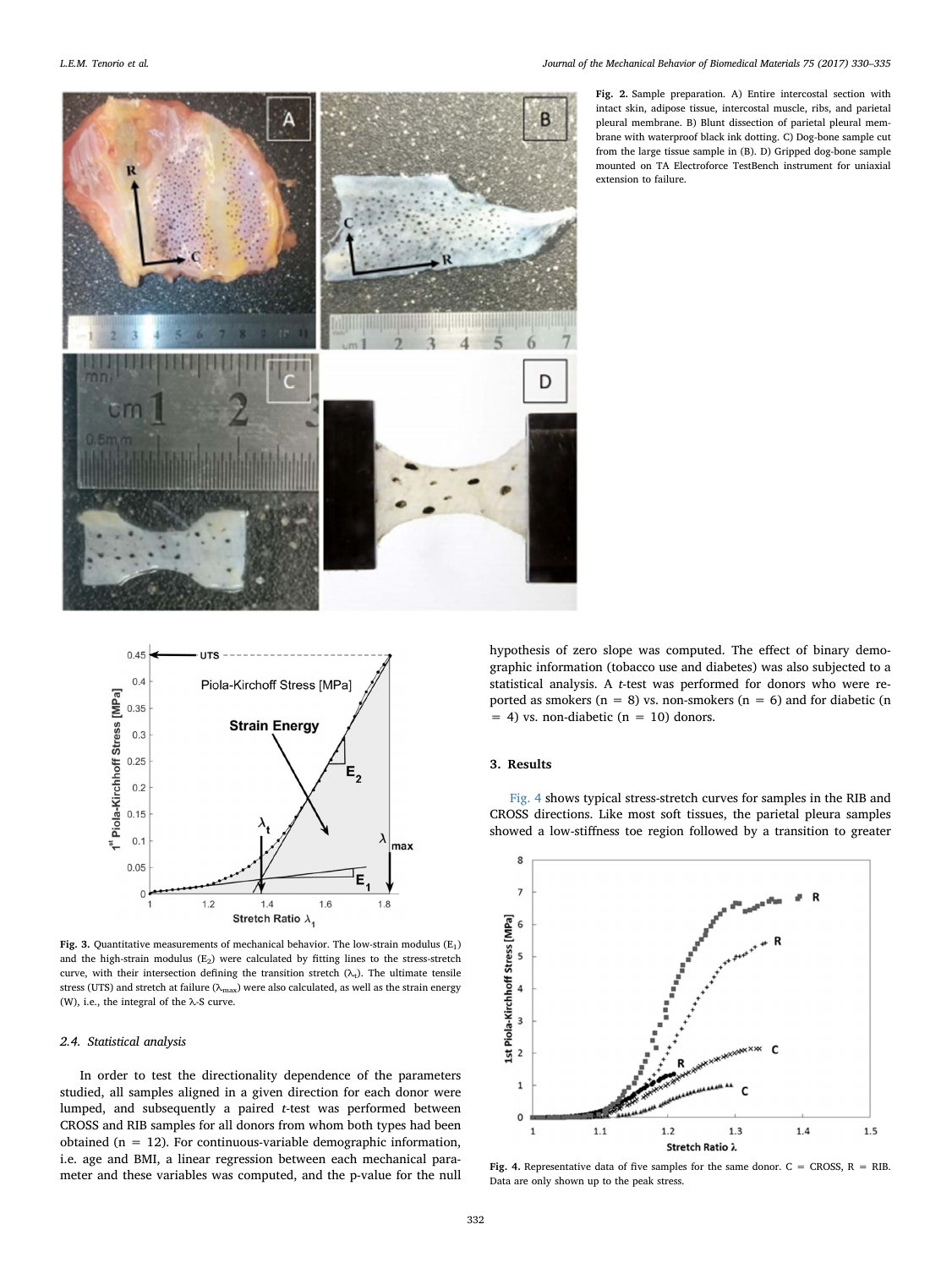Fig. 2. Sample preparation. A) Entire intercostal section with intact skin, adipose tissue, intercostal muscle, ribs, and parietal pleural membrane. B) Blunt dissection of parietal pleural membrane with waterproof black ink dotting. C) Dog-bone sample cut from the large tissue sample in (B). D) Gripped dog-bone sample mounted on TA Electroforce TestBench instrument for uniaxial extension to failure.

Fig. 3. Quantitative measurements of mechanical behavior. The low-strain modulus ($E_1$) and the high-strain modulus ($E_2$) were calculated by fitting lines to the stress-stretch curve, with their intersection defining the transition stretch ($\lambda_t$). The ultimate tensile stress (UTS) and stretch at failure ($\lambda_{max}$) were also calculated, as well as the strain energy (W), i.e., the integral of the λ-S curve.

### 2.4. Statistical analysis

In order to test the directionality dependence of the parameters studied, all samples aligned in a given direction for each donor were lumped, and subsequently a paired *t*-test was performed between CROSS and RIB samples for all donors from whom both types had been obtained (n = 12). For continuous-variable demographic information, i.e. age and BMI, a linear regression between each mechanical parameter and these variables was computed, and the p-value for the null hypothesis of zero slope was computed. The effect of binary demographic information (tobacco use and diabetes) was also subjected to a statistical analysis. A *t*-test was performed for donors who were reported as smokers (n = 8) vs. non-smokers (n = 6) and for diabetic (n = 4) vs. non-diabetic (n = 10) donors.

## 3. Results

Fig. 4 shows typical stress-stretch curves for samples in the RIB and CROSS directions. Like most soft tissues, the parietal pleura samples showed a low-stiffness toe region followed by a transition to greater

Fig. 4. Representative data of five samples for the same donor. C = CROSS, R = RIB. Data are only shown up to the peak stress.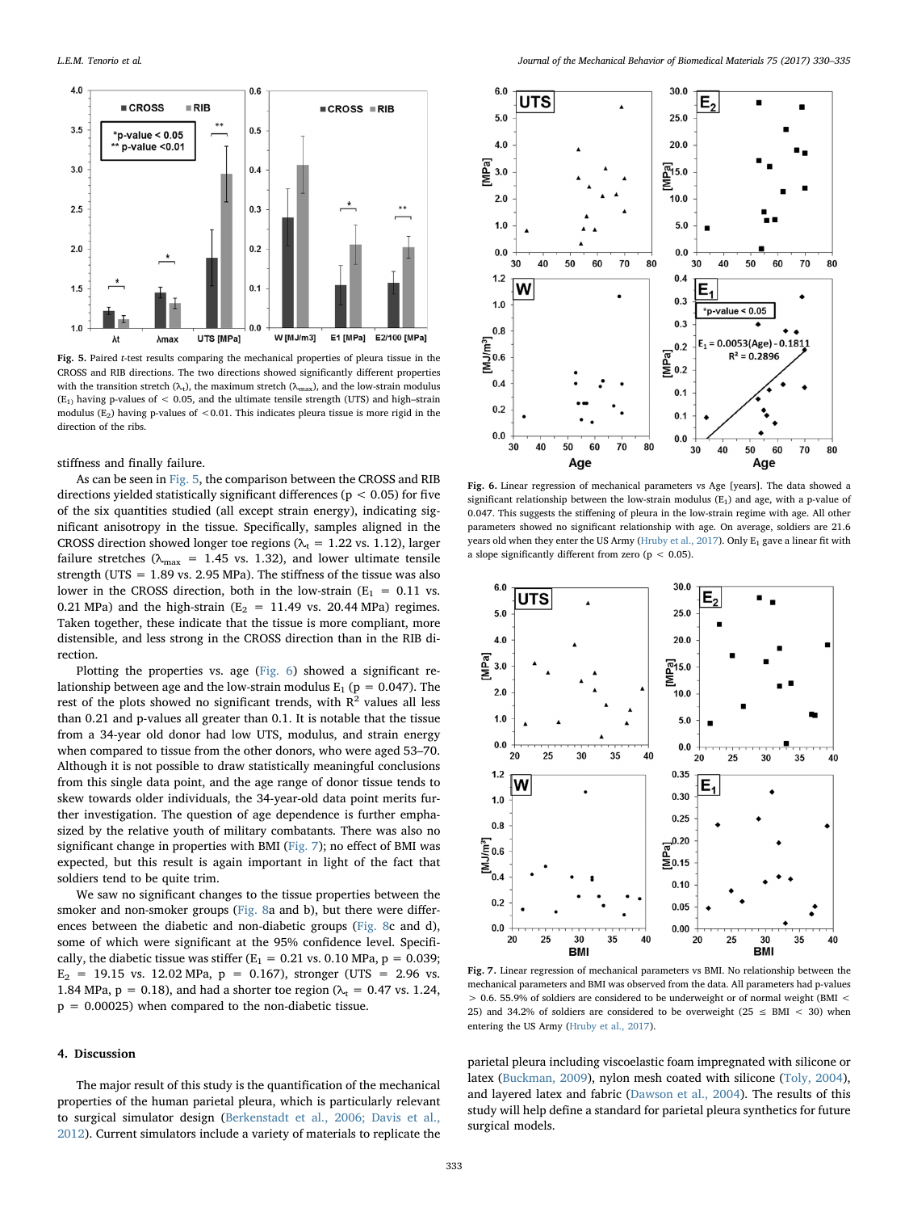Fig. 5. Paired *t*-test results comparing the mechanical properties of pleura tissue in the CROSS and RIB directions. The two directions showed significantly different properties with the transition stretch ($\lambda_t$), the maximum stretch ($\lambda_{max}$), and the low-strain modulus ($E_1$) having p-values of < 0.05, and the ultimate tensile strength (UTS) and high–strain modulus ($E_2$) having p-values of <0.01. This indicates pleura tissue is more rigid in the direction of the ribs.

stiffness and finally failure.

As can be seen in Fig. 5, the comparison between the CROSS and RIB directions yielded statistically significant differences ($p < 0.05$) for five of the six quantities studied (all except strain energy), indicating significant anisotropy in the tissue. Specifically, samples aligned in the CROSS direction showed longer toe regions ($\lambda_t$ = 1.22 vs. 1.12), larger failure stretches ($\lambda_{max}$ = 1.45 vs. 1.32), and lower ultimate tensile strength (UTS = 1.89 vs. 2.95 MPa). The stiffness of the tissue was also lower in the CROSS direction, both in the low-strain ($E_1$ = 0.11 vs. 0.21 MPa) and the high-strain ($E_2$ = 11.49 vs. 20.44 MPa) regimes. Taken together, these indicate that the tissue is more compliant, more distensible, and less strong in the CROSS direction than in the RIB direction.

Plotting the properties vs. age (Fig. 6) showed a significant relationship between age and the low-strain modulus $E_1$ ($p = 0.047$). The rest of the plots showed no significant trends, with $R^2$ values all less than 0.21 and p-values all greater than 0.1. It is notable that the tissue from a 34-year old donor had low UTS, modulus, and strain energy when compared to tissue from the other donors, who were aged 53–70. Although it is not possible to draw statistically meaningful conclusions from this single data point, and the age range of donor tissue tends to skew towards older individuals, the 34-year-old data point merits further investigation. The question of age dependence is further emphasized by the relative youth of military combatants. There was also no significant change in properties with BMI (Fig. 7); no effect of BMI was expected, but this result is again important in light of the fact that soldiers tend to be quite trim.

We saw no significant changes to the tissue properties between the smoker and non-smoker groups (Fig. 8a and b), but there were differences between the diabetic and non-diabetic groups (Fig. 8c and d), some of which were significant at the 95% confidence level. Specifically, the diabetic tissue was stiffer ($E_1$ = 0.21 vs. 0.10 MPa, $p = 0.039$; $E_2$ = 19.15 vs. 12.02 MPa, $p = 0.167$), stronger (UTS = 2.96 vs. 1.84 MPa, $p = 0.18$), and had a shorter toe region ($\lambda_t$ = 0.47 vs. 1.24, $p = 0.00025$) when compared to the non-diabetic tissue.

## 4. Discussion

The major result of this study is the quantification of the mechanical properties of the human parietal pleura, which is particularly relevant to surgical simulator design (Berkenstadt et al., 2006; Davis et al., 2012). Current simulators include a variety of materials to replicate the parietal pleura including viscoelastic foam impregnated with silicone or latex (Buckman, 2009), nylon mesh coated with silicone (Toly, 2004), and layered latex and fabric (Dawson et al., 2004). The results of this study will help define a standard for parietal pleura synthetics for future surgical models.

Fig. 6. Linear regression of mechanical parameters vs Age [years]. The data showed a significant relationship between the low-strain modulus ($E_1$) and age, with a p-value of 0.047. This suggests the stiffening of pleura in the low-strain regime with age. All other parameters showed no significant relationship with age. On average, soldiers are 21.6 years old when they enter the US Army (Hruby et al., 2017). Only $E_1$ gave a linear fit with a slope significantly different from zero ($p < 0.05$).

Fig. 7. Linear regression of mechanical parameters vs BMI. No relationship between the mechanical parameters and BMI was observed from the data. All parameters had p-values > 0.6. 55.9% of soldiers are considered to be underweight or of normal weight (BMI < 25) and 34.2% of soldiers are considered to be overweight (25 ≤ BMI < 30) when entering the US Army (Hruby et al., 2017).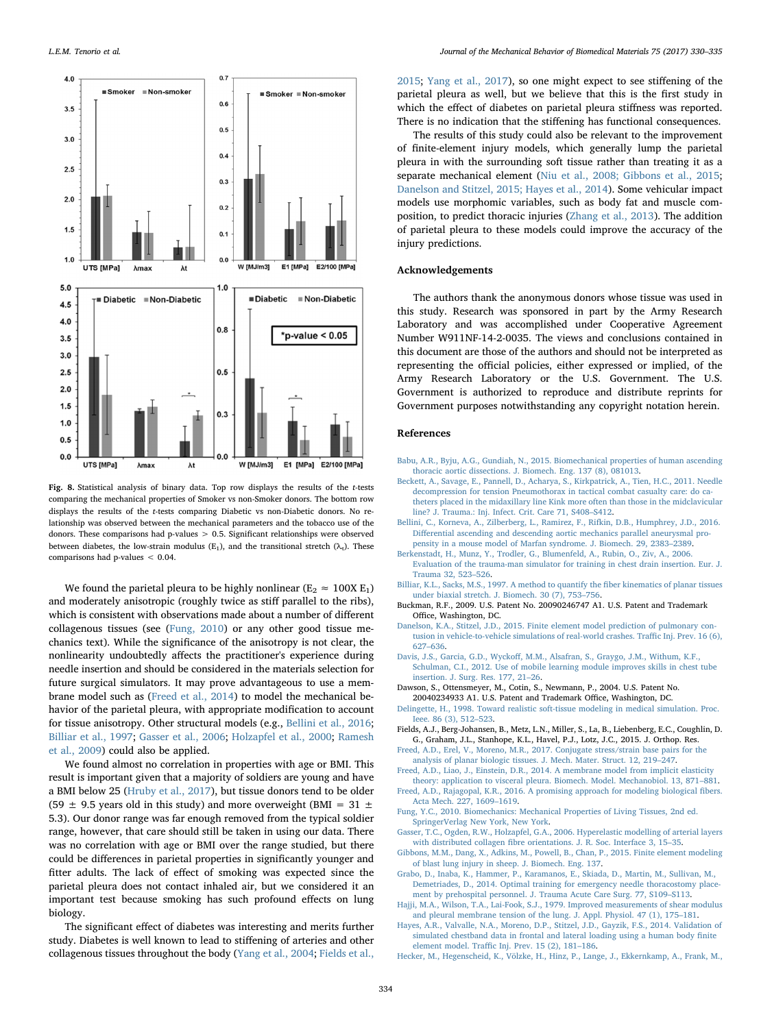**Fig. 8.** Statistical analysis of binary data. Top row displays the results of the *t*-tests comparing the mechanical properties of Smoker vs non-Smoker donors. The bottom row displays the results of the *t*-tests comparing Diabetic vs non-Diabetic donors. No relationship was observed between the mechanical parameters and the tobacco use of the donors. These comparisons had p-values > 0.5. Significant relationships were observed between diabetes, the low-strain modulus ($E_1$), and the transitional stretch ($\lambda_t$). These comparisons had p-values < 0.04.

We found the parietal pleura to be highly nonlinear ($E_2 \approx 100X\ E_1$) and moderately anisotropic (roughly twice as stiff parallel to the ribs), which is consistent with observations made about a number of different collagenous tissues (see (Fung, 2010) or any other good tissue mechanics text). While the significance of the anisotropy is not clear, the nonlinearity undoubtedly affects the practitioner's experience during needle insertion and should be considered in the materials selection for future surgical simulators. It may prove advantageous to use a membrane model such as (Freed et al., 2014) to model the mechanical behavior of the parietal pleura, with appropriate modification to account for tissue anisotropy. Other structural models (e.g., Bellini et al., 2016; Billiar et al., 1997; Gasser et al., 2006; Holzapfel et al., 2000; Ramesh et al., 2009) could also be applied.

We found almost no correlation in properties with age or BMI. This result is important given that a majority of soldiers are young and have a BMI below 25 (Hruby et al., 2017), but tissue donors tend to be older (59 ± 9.5 years old in this study) and more overweight (BMI = 31 ± 5.3). Our donor range was far enough removed from the typical soldier range, however, that care should still be taken in using our data. There was no correlation with age or BMI over the range studied, but there could be differences in parietal properties in significantly younger and fitter adults. The lack of effect of smoking was expected since the parietal pleura does not contact inhaled air, but we considered it an important test because smoking has such profound effects on lung biology.

The significant effect of diabetes was interesting and merits further study. Diabetes is well known to lead to stiffening of arteries and other collagenous tissues throughout the body (Yang et al., 2004; Fields et al., 2015; Yang et al., 2017), so one might expect to see stiffening of the parietal pleura as well, but we believe that this is the first study in which the effect of diabetes on parietal pleura stiffness was reported. There is no indication that the stiffening has functional consequences.

The results of this study could also be relevant to the improvement of finite-element injury models, which generally lump the parietal pleura in with the surrounding soft tissue rather than treating it as a separate mechanical element (Niu et al., 2008; Gibbons et al., 2015; Danelson and Stitzel, 2015; Hayes et al., 2014). Some vehicular impact models use morphomic variables, such as body fat and muscle composition, to predict thoracic injuries (Zhang et al., 2013). The addition of parietal pleura to these models could improve the accuracy of the injury predictions.

## Acknowledgements

The authors thank the anonymous donors whose tissue was used in this study. Research was sponsored in part by the Army Research Laboratory and was accomplished under Cooperative Agreement Number W911NF-14-2-0035. The views and conclusions contained in this document are those of the authors and should not be interpreted as representing the official policies, either expressed or implied, of the Army Research Laboratory or the U.S. Government. The U.S. Government is authorized to reproduce and distribute reprints for Government purposes notwithstanding any copyright notation herein.

## References

Babu, A.R., Byju, A.G., Gundiah, N., 2015. Biomechanical properties of human ascending thoracic aortic dissections. J. Biomech. Eng. 137 (8), 081013.

Beckett, A., Savage, E., Pannell, D., Acharya, S., Kirkpatrick, A., Tien, H.C., 2011. Needle decompression for tension Pneumothorax in tactical combat casualty care: do catheters placed in the midaxillary line Kink more often than those in the midclavicular line? J. Trauma.: Inj. Infect. Crit. Care 71, S408–S412.

Bellini, C., Korneva, A., Zilberberg, L., Ramirez, F., Rifkin, D.B., Humphrey, J.D., 2016. Differential ascending and descending aortic mechanics parallel aneurysmal propensity in a mouse model of Marfan syndrome. J. Biomech. 29, 2383–2389.

Berkenstadt, H., Munz, Y., Trodler, G., Blumenfeld, A., Rubin, O., Ziv, A., 2006. Evaluation of the trauma-man simulator for training in chest drain insertion. Eur. J. Trauma 32, 523–526.

Billiar, K.L., Sacks, M.S., 1997. A method to quantify the fiber kinematics of planar tissues under biaxial stretch. J. Biomech. 30 (7), 753–756.

Buckman, R.F., 2009. U.S. Patent No. 20090246747 A1. U.S. Patent and Trademark Office, Washington, DC.

Danelson, K.A., Stitzel, J.D., 2015. Finite element model prediction of pulmonary contusion in vehicle-to-vehicle simulations of real-world crashes. Traffic Inj. Prev. 16 (6), 627–636.

Davis, J.S., Garcia, G.D., Wyckoff, M.M., Alsafran, S., Graygo, J.M., Withum, K.F., Schulman, C.I., 2012. Use of mobile learning module improves skills in chest tube insertion. J. Surg. Res. 177, 21–26.

Dawson, S., Ottensmeyer, M., Cotin, S., Newmann, P., 2004. U.S. Patent No. 20040234933 A1. U.S. Patent and Trademark Office, Washington, DC.

Delingette, H., 1998. Toward realistic soft-tissue modeling in medical simulation. Proc. Ieee. 86 (3), 512–523.

Fields, A.J., Berg-Johansen, B., Metz, L.N., Miller, S., La, B., Liebenberg, E.C., Coughlin, D. G., Graham, J.L., Stanhope, K.L., Havel, P.J., Lotz, J.C., 2015. J. Orthop. Res.

Freed, A.D., Erel, V., Moreno, M.R., 2017. Conjugate stress/strain base pairs for the analysis of planar biologic tissues. J. Mech. Mater. Struct. 12, 219–247.

Freed, A.D., Liao, J., Einstein, D.R., 2014. A membrane model from implicit elasticity theory: application to visceral pleura. Biomech. Model. Mechanobiol. 13, 871–881.

Freed, A.D., Rajagopal, K.R., 2016. A promising approach for modeling biological fibers. Acta Mech. 227, 1609–1619.

Fung, Y.C., 2010. Biomechanics: Mechanical Properties of Living Tissues, 2nd ed. SpringerVerlag New York, New York.

Gasser, T.C., Ogden, R.W., Holzapfel, G.A., 2006. Hyperelastic modelling of arterial layers with distributed collagen fibre orientations. J. R. Soc. Interface 3, 15–35.

Gibbons, M.M., Dang, X., Adkins, M., Powell, B., Chan, P., 2015. Finite element modeling of blast lung injury in sheep. J. Biomech. Eng. 137.

Grabo, D., Inaba, K., Hammer, P., Karamanos, E., Skiada, D., Martin, M., Sullivan, M., Demetriades, D., 2014. Optimal training for emergency needle thoracostomy placement by prehospital personnel. J. Trauma Acute Care Surg. 77, S109–S113.

Hajji, M.A., Wilson, T.A., Lai-Fook, S.J., 1979. Improved measurements of shear modulus and pleural membrane tension of the lung. J. Appl. Physiol. 47 (1), 175–181.

Hayes, A.R., Valvalle, N.A., Moreno, D.P., Stitzel, J.D., Gayzik, F.S., 2014. Validation of simulated chestband data in frontal and lateral loading using a human body finite element model. Traffic Inj. Prev. 15 (2), 181–186.

Hecker, M., Hegenscheid, K., Völzke, H., Hinz, P., Lange, J., Ekkernkamp, A., Frank, M.,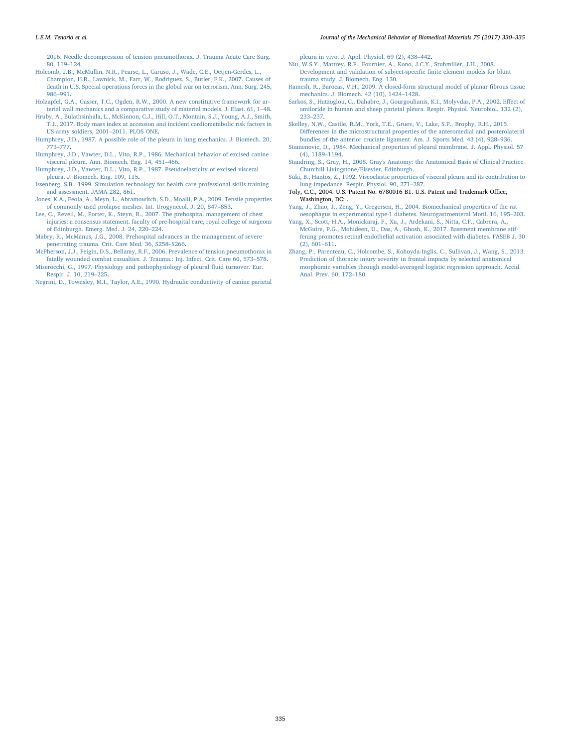2016. Needle decompression of tension pneumothorax. J. Trauma Acute Care Surg. 80, 119–124.

Holcomb, J.B., McMullin, N.R., Pearse, L., Caruso, J., Wade, C.E., Oetjen-Gerdes, L., Champion, H.R., Lawnick, M., Farr, W., Rodriguez, S., Butler, F.K., 2007. Causes of death in U.S. Special operations forces in the global war on terrorism. Ann. Surg. 245, 986–991.

Holzapfel, G.A., Gasser, T.C., Ogden, R.W., 2000. A new constitutive framework for arterial wall mechanics and a comparative study of material models. J. Elast. 61, 1–48.

Hruby, A., Bulathsinhala, L., McKinnon, C.J., Hill, O.T., Montain, S.J., Young, A.J., Smith, T.J., 2017. Body mass index at accession and incident cardiometabolic risk factors in US army soldiers, 2001–2011. PLOS ONE.

Humphrey, J.D., 1987. A possible role of the pleura in lung mechanics. J. Biomech. 20, 773–777.

Humphrey, J.D., Vawter, D.L., Vito, R.P., 1986. Mechanical behavior of excised canine visceral pleura. Ann. Biomech. Eng. 14, 451–466.

Humphrey, J.D., Vawter, D.L., Vito, R.P., 1987. Pseudoelasticity of excised visceral pleura. J. Biomech. Eng. 109, 115.

Issenberg, S.B., 1999. Simulation technology for health care professional skills training and assessment. JAMA 282, 861.

Jones, K.A., Feola, A., Meyn, L., Abramowitch, S.D., Moalli, P.A., 2009. Tensile properties of commonly used prolapse meshes. Int. Urogynecol. J. 20, 847–853.

Lee, C., Revell, M., Porter, K., Steyn, R., 2007. The prehospital management of chest injuries: a consensus statement. faculty of pre-hospital care, royal college of surgeons of Edinburgh. Emerg. Med. J. 24, 220–224.

Mabry, R., McManus, J.G., 2008. Prehospital advances in the management of severe penetrating trauma. Crit. Care Med. 36, S258–S266.

McPherson, J.J., Feigin, D.S., Bellamy, R.F., 2006. Prevalence of tension pneumothorax in fatally wounded combat casualties. J. Trauma.: Inj. Infect. Crit. Care 60, 573–578.

Miserocchi, G., 1997. Physiology and pathophysiology of pleural fluid turnover. Eur. Respir. J. 10, 219–225.

Negrini, D., Townsley, M.I., Taylor, A.E., 1990. Hydraulic conductivity of canine parietal pleura in vivo. J. Appl. Physiol. 69 (2), 438–442.

Niu, W.S.Y., Mattrey, R.F., Fournier, A., Kono, J.C.Y., Stuhmiller, J.H., 2008. Development and validation of subject-specific finite element models for blunt trauma study. J. Biomech. Eng. 130.

Ramesh, R., Barocas, V.H., 2009. A closed-form structural model of planar fibrous tissue mechanics. J. Biomech. 42 (10), 1424–1428.

Sarkos, S., Hatzoglou, C., Dahabre, J., Gourgoulianis, K.I., Molyvdas, P.A., 2002. Effect of amiloride in human and sheep parietal pleura. Respir. Physiol. Neurobiol. 132 (2), 233–237.

Skelley, N.W., Castile, R.M., York, T.E., Gruev, V., Lake, S.P., Brophy, R.H., 2015. Differences in the microstructural properties of the anteromedial and posterolateral bundles of the anterior cruciate ligament. Am. J. Sports Med. 43 (4), 928–936.

Stamenovic, D., 1984. Mechanical properties of pleural membrane. J. Appl. Physiol. 57 (4), 1189–1194.

Standring, S., Gray, H., 2008. Gray's Anatomy: the Anatomical Basis of Clinical Practice. Churchill Livingstone/Elsevier, Edinburgh.

Suki, B., Hantos, Z., 1992. Viscoelastic properties of visceral pleura and its contribution to lung impedance. Respir. Physiol. 90, 271–287.

Toly, C.C., 2004. U.S. Patent No. 6780016 B1. U.S. Patent and Trademark Office, Washington, DC: .

Yang, J., Zhao, J., Zeng, Y., Gregersen, H., 2004. Biomechanical properties of the rat oesophagus in experimental type-1 diabetes. Neurogastroenteral Motil. 16, 195–203.

Yang, X., Scott, H.A., Monickaraj, F., Xu, J., Ardekani, S., Nitta, C.F., Cabrera, A., McGuire, P.G., Mohideen, U., Das, A., Ghosh, K., 2017. Basement membrane stiffening promotes retinal endothelial activation associated with diabetes. FASEB J. 30 (2), 601–611.

Zhang, P., Parenteau, C., Holcombe, S., Kohoyda-Inglis, C., Sullivan, J., Wang, S., 2013. Prediction of thoracic injury severity in frontal impacts by selected anatomical morphomic variables through model-averaged logistic regression approach. Accid. Anal. Prev. 60, 172–180.